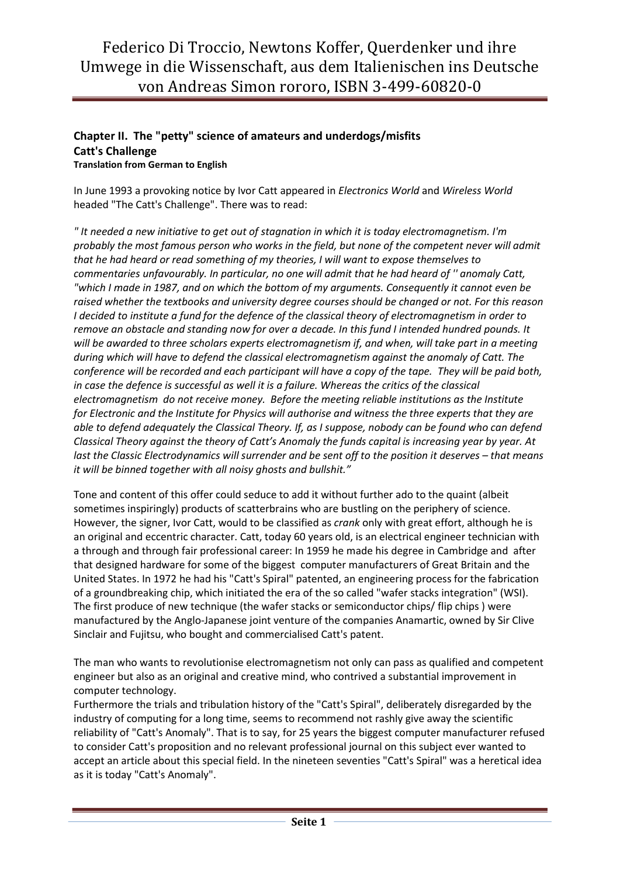# Federico Di Troccio, Newtons Koffer, Querdenker und ihre Umwege in die Wissenschaft, aus dem Italienischen ins Deutsche von Andreas Simon rororo, ISBN 3-499-60820-0

**Chapter II. The "petty" science of amateurs and underdogs/misfits**
**Catt's Challenge**
**Translation from German to English**

In June 1993 a provoking notice by Ivor Catt appeared in *Electronics World* and *Wireless World* headed "The Catt's Challenge". There was to read:

*" It needed a new initiative to get out of stagnation in which it is today electromagnetism. I'm probably the most famous person who works in the field, but none of the competent never will admit that he had heard or read something of my theories, I will want to expose themselves to commentaries unfavourably. In particular, no one will admit that he had heard of '' anomaly Catt, "which I made in 1987, and on which the bottom of my arguments. Consequently it cannot even be raised whether the textbooks and university degree courses should be changed or not. For this reason I decided to institute a fund for the defence of the classical theory of electromagnetism in order to remove an obstacle and standing now for over a decade. In this fund I intended hundred pounds. It will be awarded to three scholars experts electromagnetism if, and when, will take part in a meeting during which will have to defend the classical electromagnetism against the anomaly of Catt. The conference will be recorded and each participant will have a copy of the tape. They will be paid both, in case the defence is successful as well it is a failure. Whereas the critics of the classical electromagnetism do not receive money. Before the meeting reliable institutions as the Institute for Electronic and the Institute for Physics will authorise and witness the three experts that they are able to defend adequately the Classical Theory. If, as I suppose, nobody can be found who can defend Classical Theory against the theory of Catt's Anomaly the funds capital is increasing year by year. At last the Classic Electrodynamics will surrender and be sent off to the position it deserves – that means it will be binned together with all noisy ghosts and bullshit."*

Tone and content of this offer could seduce to add it without further ado to the quaint (albeit sometimes inspiringly) products of scatterbrains who are bustling on the periphery of science. However, the signer, Ivor Catt, would to be classified as *crank* only with great effort, although he is an original and eccentric character. Catt, today 60 years old, is an electrical engineer technician with a through and through fair professional career: In 1959 he made his degree in Cambridge and after that designed hardware for some of the biggest computer manufacturers of Great Britain and the United States. In 1972 he had his "Catt's Spiral" patented, an engineering process for the fabrication of a groundbreaking chip, which initiated the era of the so called "wafer stacks integration" (WSI). The first produce of new technique (the wafer stacks or semiconductor chips/ flip chips ) were manufactured by the Anglo-Japanese joint venture of the companies Anamartic, owned by Sir Clive Sinclair and Fujitsu, who bought and commercialised Catt's patent.

The man who wants to revolutionise electromagnetism not only can pass as qualified and competent engineer but also as an original and creative mind, who contrived a substantial improvement in computer technology.
Furthermore the trials and tribulation history of the "Catt's Spiral", deliberately disregarded by the industry of computing for a long time, seems to recommend not rashly give away the scientific reliability of "Catt's Anomaly". That is to say, for 25 years the biggest computer manufacturer refused to consider Catt's proposition and no relevant professional journal on this subject ever wanted to accept an article about this special field. In the nineteen seventies "Catt's Spiral" was a heretical idea as it is today "Catt's Anomaly".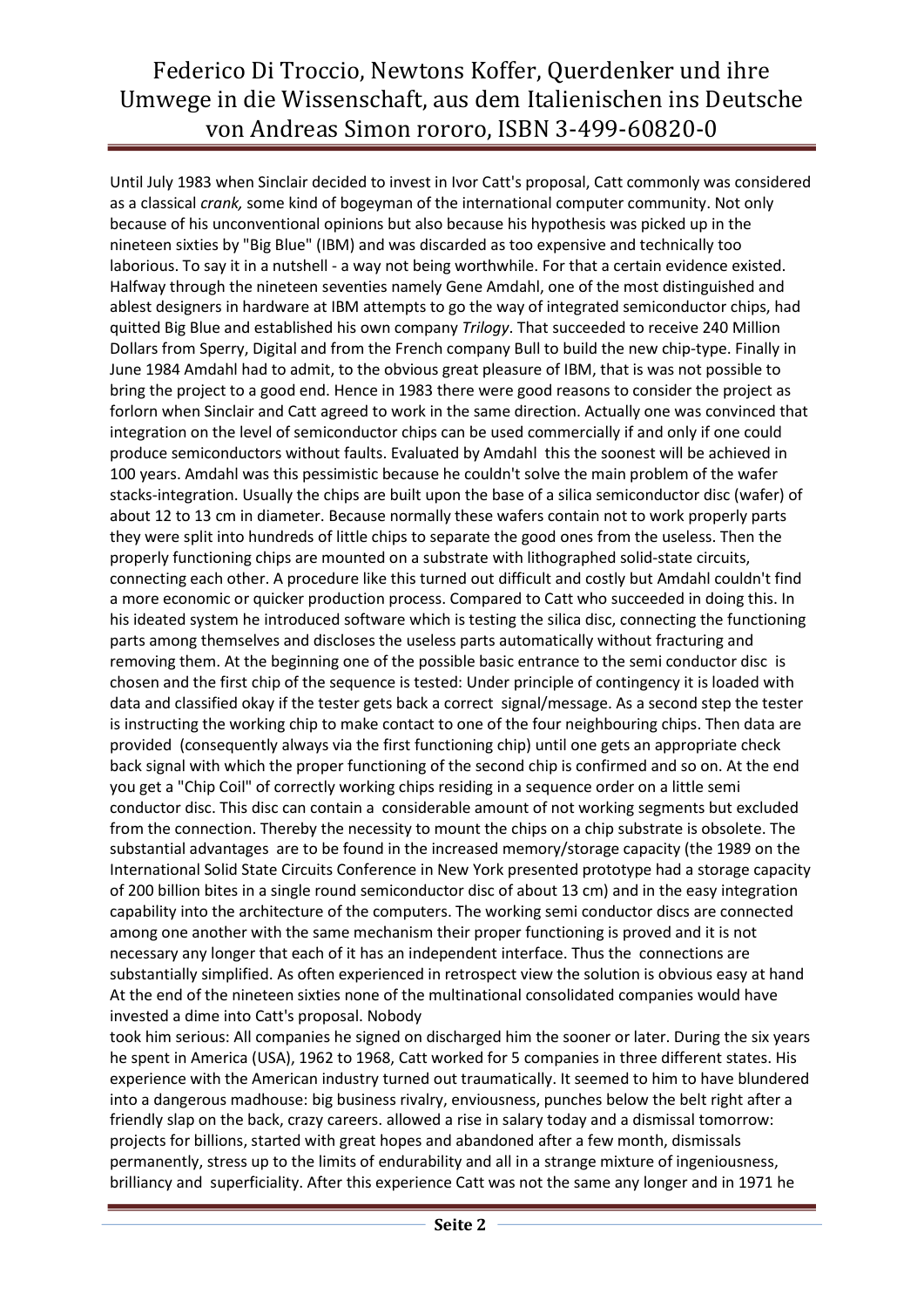Until July 1983 when Sinclair decided to invest in Ivor Catt's proposal, Catt commonly was considered as a classical *crank,* some kind of bogeyman of the international computer community. Not only because of his unconventional opinions but also because his hypothesis was picked up in the nineteen sixties by "Big Blue" (IBM) and was discarded as too expensive and technically too laborious. To say it in a nutshell - a way not being worthwhile. For that a certain evidence existed. Halfway through the nineteen seventies namely Gene Amdahl, one of the most distinguished and ablest designers in hardware at IBM attempts to go the way of integrated semiconductor chips, had quitted Big Blue and established his own company *Trilogy*. That succeeded to receive 240 Million Dollars from Sperry, Digital and from the French company Bull to build the new chip-type. Finally in June 1984 Amdahl had to admit, to the obvious great pleasure of IBM, that is was not possible to bring the project to a good end. Hence in 1983 there were good reasons to consider the project as forlorn when Sinclair and Catt agreed to work in the same direction. Actually one was convinced that integration on the level of semiconductor chips can be used commercially if and only if one could produce semiconductors without faults. Evaluated by Amdahl this the soonest will be achieved in 100 years. Amdahl was this pessimistic because he couldn't solve the main problem of the wafer stacks-integration. Usually the chips are built upon the base of a silica semiconductor disc (wafer) of about 12 to 13 cm in diameter. Because normally these wafers contain not to work properly parts they were split into hundreds of little chips to separate the good ones from the useless. Then the properly functioning chips are mounted on a substrate with lithographed solid-state circuits, connecting each other. A procedure like this turned out difficult and costly but Amdahl couldn't find a more economic or quicker production process. Compared to Catt who succeeded in doing this. In his ideated system he introduced software which is testing the silica disc, connecting the functioning parts among themselves and discloses the useless parts automatically without fracturing and removing them. At the beginning one of the possible basic entrance to the semi conductor disc is chosen and the first chip of the sequence is tested: Under principle of contingency it is loaded with data and classified okay if the tester gets back a correct signal/message. As a second step the tester is instructing the working chip to make contact to one of the four neighbouring chips. Then data are provided (consequently always via the first functioning chip) until one gets an appropriate check back signal with which the proper functioning of the second chip is confirmed and so on. At the end you get a "Chip Coil" of correctly working chips residing in a sequence order on a little semi conductor disc. This disc can contain a considerable amount of not working segments but excluded from the connection. Thereby the necessity to mount the chips on a chip substrate is obsolete. The substantial advantages are to be found in the increased memory/storage capacity (the 1989 on the International Solid State Circuits Conference in New York presented prototype had a storage capacity of 200 billion bites in a single round semiconductor disc of about 13 cm) and in the easy integration capability into the architecture of the computers. The working semi conductor discs are connected among one another with the same mechanism their proper functioning is proved and it is not necessary any longer that each of it has an independent interface. Thus the connections are substantially simplified. As often experienced in retrospect view the solution is obvious easy at hand At the end of the nineteen sixties none of the multinational consolidated companies would have invested a dime into Catt's proposal. Nobody took him serious: All companies he signed on discharged him the sooner or later. During the six years he spent in America (USA), 1962 to 1968, Catt worked for 5 companies in three different states. His experience with the American industry turned out traumatically. It seemed to him to have blundered into a dangerous madhouse: big business rivalry, enviousness, punches below the belt right after a friendly slap on the back, crazy careers. allowed a rise in salary today and a dismissal tomorrow: projects for billions, started with great hopes and abandoned after a few month, dismissals permanently, stress up to the limits of endurability and all in a strange mixture of ingeniousness, brilliancy and superficiality. After this experience Catt was not the same any longer and in 1971 he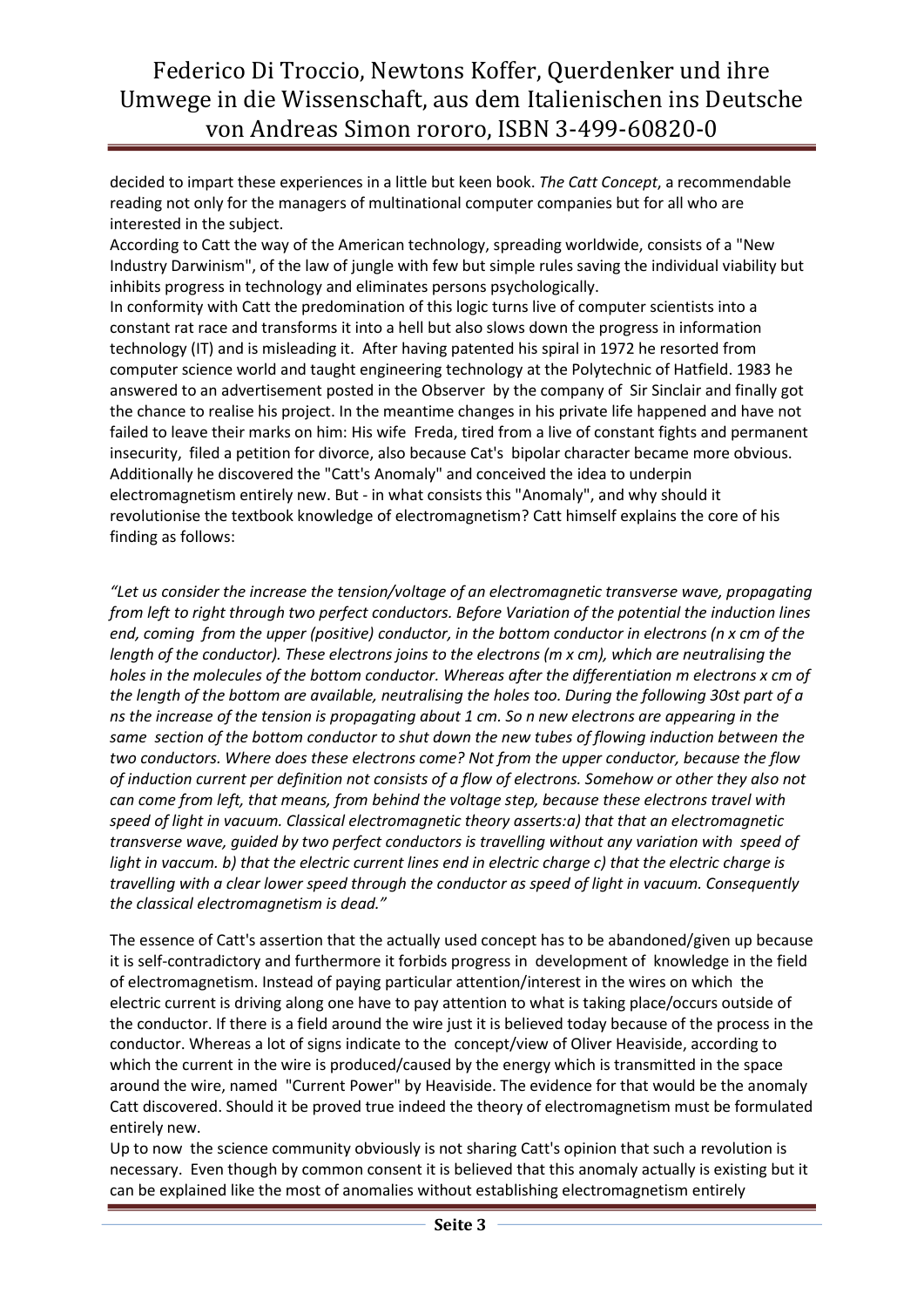decided to impart these experiences in a little but keen book. *The Catt Concept*, a recommendable reading not only for the managers of multinational computer companies but for all who are interested in the subject.

According to Catt the way of the American technology, spreading worldwide, consists of a "New Industry Darwinism", of the law of jungle with few but simple rules saving the individual viability but inhibits progress in technology and eliminates persons psychologically.

In conformity with Catt the predomination of this logic turns live of computer scientists into a constant rat race and transforms it into a hell but also slows down the progress in information technology (IT) and is misleading it. After having patented his spiral in 1972 he resorted from computer science world and taught engineering technology at the Polytechnic of Hatfield. 1983 he answered to an advertisement posted in the Observer by the company of Sir Sinclair and finally got the chance to realise his project. In the meantime changes in his private life happened and have not failed to leave their marks on him: His wife Freda, tired from a live of constant fights and permanent insecurity, filed a petition for divorce, also because Cat's bipolar character became more obvious. Additionally he discovered the "Catt's Anomaly" and conceived the idea to underpin electromagnetism entirely new. But - in what consists this "Anomaly", and why should it revolutionise the textbook knowledge of electromagnetism? Catt himself explains the core of his finding as follows:

*"Let us consider the increase the tension/voltage of an electromagnetic transverse wave, propagating from left to right through two perfect conductors. Before Variation of the potential the induction lines end, coming from the upper (positive) conductor, in the bottom conductor in electrons (n x cm of the length of the conductor). These electrons joins to the electrons (m x cm), which are neutralising the holes in the molecules of the bottom conductor. Whereas after the differentiation m electrons x cm of the length of the bottom are available, neutralising the holes too. During the following 30st part of a ns the increase of the tension is propagating about 1 cm. So n new electrons are appearing in the same section of the bottom conductor to shut down the new tubes of flowing induction between the two conductors. Where does these electrons come? Not from the upper conductor, because the flow of induction current per definition not consists of a flow of electrons. Somehow or other they also not can come from left, that means, from behind the voltage step, because these electrons travel with speed of light in vacuum. Classical electromagnetic theory asserts:a) that that an electromagnetic transverse wave, guided by two perfect conductors is travelling without any variation with speed of light in vaccum. b) that the electric current lines end in electric charge c) that the electric charge is travelling with a clear lower speed through the conductor as speed of light in vacuum. Consequently the classical electromagnetism is dead."*

The essence of Catt's assertion that the actually used concept has to be abandoned/given up because it is self-contradictory and furthermore it forbids progress in development of knowledge in the field of electromagnetism. Instead of paying particular attention/interest in the wires on which the electric current is driving along one have to pay attention to what is taking place/occurs outside of the conductor. If there is a field around the wire just it is believed today because of the process in the conductor. Whereas a lot of signs indicate to the concept/view of Oliver Heaviside, according to which the current in the wire is produced/caused by the energy which is transmitted in the space around the wire, named "Current Power" by Heaviside. The evidence for that would be the anomaly Catt discovered. Should it be proved true indeed the theory of electromagnetism must be formulated entirely new.

Up to now the science community obviously is not sharing Catt's opinion that such a revolution is necessary. Even though by common consent it is believed that this anomaly actually is existing but it can be explained like the most of anomalies without establishing electromagnetism entirely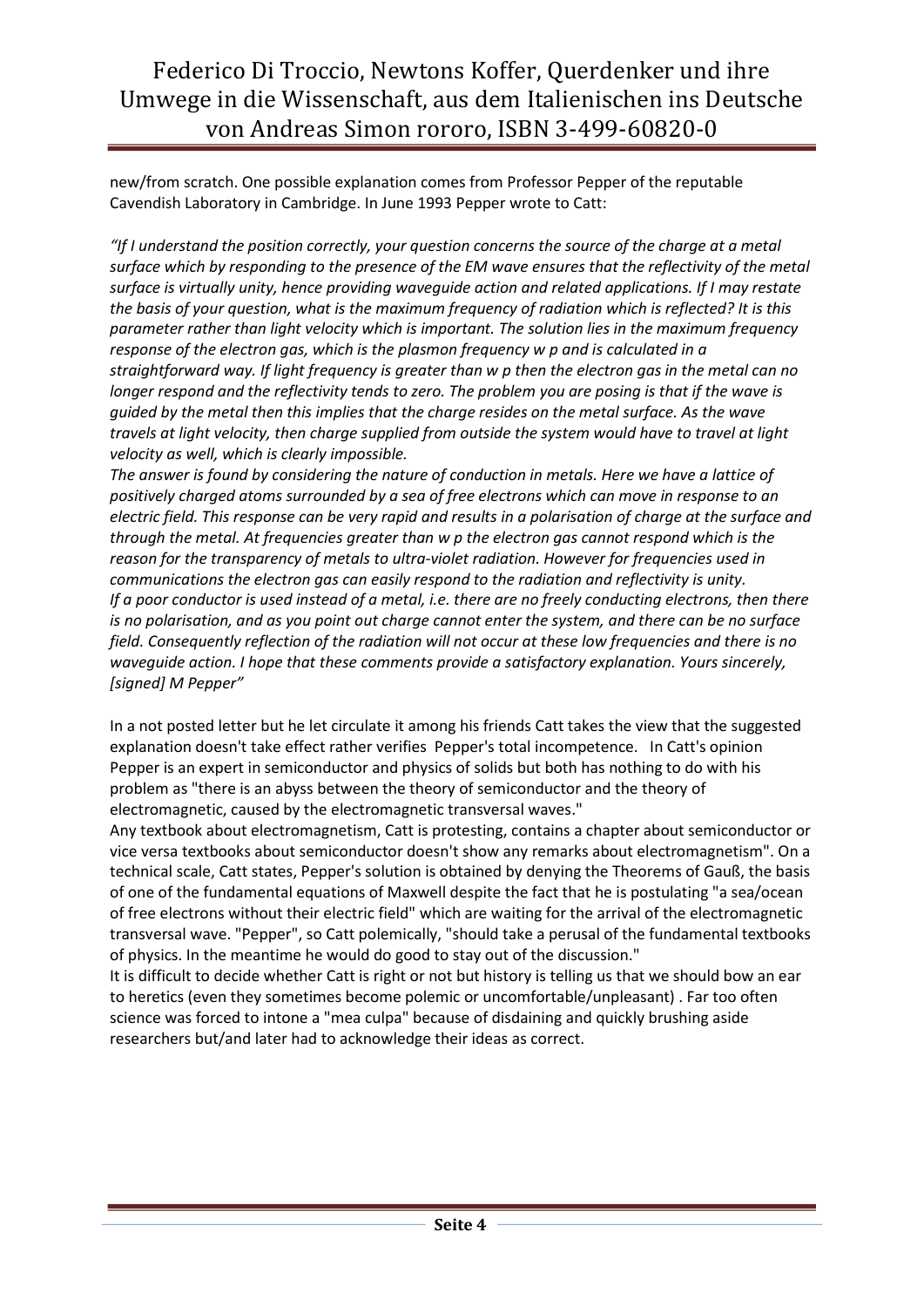new/from scratch. One possible explanation comes from Professor Pepper of the reputable Cavendish Laboratory in Cambridge. In June 1993 Pepper wrote to Catt:

*"If I understand the position correctly, your question concerns the source of the charge at a metal surface which by responding to the presence of the EM wave ensures that the reflectivity of the metal surface is virtually unity, hence providing waveguide action and related applications. If I may restate the basis of your question, what is the maximum frequency of radiation which is reflected? It is this parameter rather than light velocity which is important. The solution lies in the maximum frequency response of the electron gas, which is the plasmon frequency w p and is calculated in a straightforward way. If light frequency is greater than w p then the electron gas in the metal can no longer respond and the reflectivity tends to zero. The problem you are posing is that if the wave is guided by the metal then this implies that the charge resides on the metal surface. As the wave travels at light velocity, then charge supplied from outside the system would have to travel at light velocity as well, which is clearly impossible.*
*The answer is found by considering the nature of conduction in metals. Here we have a lattice of positively charged atoms surrounded by a sea of free electrons which can move in response to an electric field. This response can be very rapid and results in a polarisation of charge at the surface and through the metal. At frequencies greater than w p the electron gas cannot respond which is the reason for the transparency of metals to ultra-violet radiation. However for frequencies used in communications the electron gas can easily respond to the radiation and reflectivity is unity.*
*If a poor conductor is used instead of a metal, i.e. there are no freely conducting electrons, then there is no polarisation, and as you point out charge cannot enter the system, and there can be no surface field. Consequently reflection of the radiation will not occur at these low frequencies and there is no waveguide action. I hope that these comments provide a satisfactory explanation. Yours sincerely, [signed] M Pepper"*

In a not posted letter but he let circulate it among his friends Catt takes the view that the suggested explanation doesn't take effect rather verifies Pepper's total incompetence. In Catt's opinion Pepper is an expert in semiconductor and physics of solids but both has nothing to do with his problem as "there is an abyss between the theory of semiconductor and the theory of electromagnetic, caused by the electromagnetic transversal waves."
Any textbook about electromagnetism, Catt is protesting, contains a chapter about semiconductor or vice versa textbooks about semiconductor doesn't show any remarks about electromagnetism". On a technical scale, Catt states, Pepper's solution is obtained by denying the Theorems of Gauß, the basis of one of the fundamental equations of Maxwell despite the fact that he is postulating "a sea/ocean of free electrons without their electric field" which are waiting for the arrival of the electromagnetic transversal wave. "Pepper", so Catt polemically, "should take a perusal of the fundamental textbooks of physics. In the meantime he would do good to stay out of the discussion."
It is difficult to decide whether Catt is right or not but history is telling us that we should bow an ear to heretics (even they sometimes become polemic or uncomfortable/unpleasant) . Far too often science was forced to intone a "mea culpa" because of disdaining and quickly brushing aside researchers but/and later had to acknowledge their ideas as correct.